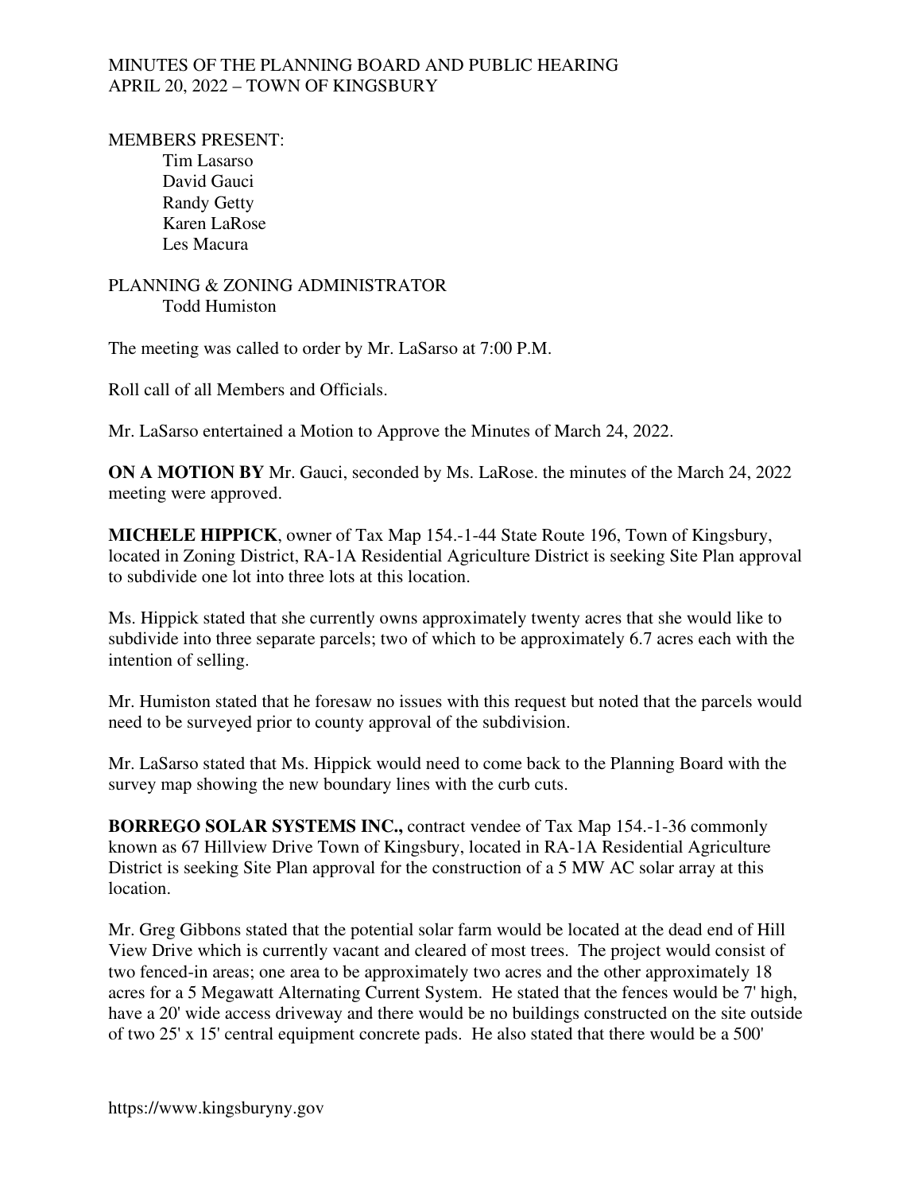MINUTES OF THE PLANNING BOARD AND PUBLIC HEARING
APRIL 20, 2022 – TOWN OF KINGSBURY

MEMBERS PRESENT:
Tim Lasarso
David Gauci
Randy Getty
Karen LaRose
Les Macura

PLANNING & ZONING ADMINISTRATOR
Todd Humiston

The meeting was called to order by Mr. LaSarso at 7:00 P.M.

Roll call of all Members and Officials.

Mr. LaSarso entertained a Motion to Approve the Minutes of March 24, 2022.

**ON A MOTION BY** Mr. Gauci, seconded by Ms. LaRose. the minutes of the March 24, 2022 meeting were approved.

**MICHELE HIPPICK**, owner of Tax Map 154.-1-44 State Route 196, Town of Kingsbury, located in Zoning District, RA-1A Residential Agriculture District is seeking Site Plan approval to subdivide one lot into three lots at this location.

Ms. Hippick stated that she currently owns approximately twenty acres that she would like to subdivide into three separate parcels; two of which to be approximately 6.7 acres each with the intention of selling.

Mr. Humiston stated that he foresaw no issues with this request but noted that the parcels would need to be surveyed prior to county approval of the subdivision.

Mr. LaSarso stated that Ms. Hippick would need to come back to the Planning Board with the survey map showing the new boundary lines with the curb cuts.

**BORREGO SOLAR SYSTEMS INC.,** contract vendee of Tax Map 154.-1-36 commonly known as 67 Hillview Drive Town of Kingsbury, located in RA-1A Residential Agriculture District is seeking Site Plan approval for the construction of a 5 MW AC solar array at this location.

Mr. Greg Gibbons stated that the potential solar farm would be located at the dead end of Hill View Drive which is currently vacant and cleared of most trees. The project would consist of two fenced-in areas; one area to be approximately two acres and the other approximately 18 acres for a 5 Megawatt Alternating Current System. He stated that the fences would be 7' high, have a 20' wide access driveway and there would be no buildings constructed on the site outside of two 25' x 15' central equipment concrete pads. He also stated that there would be a 500'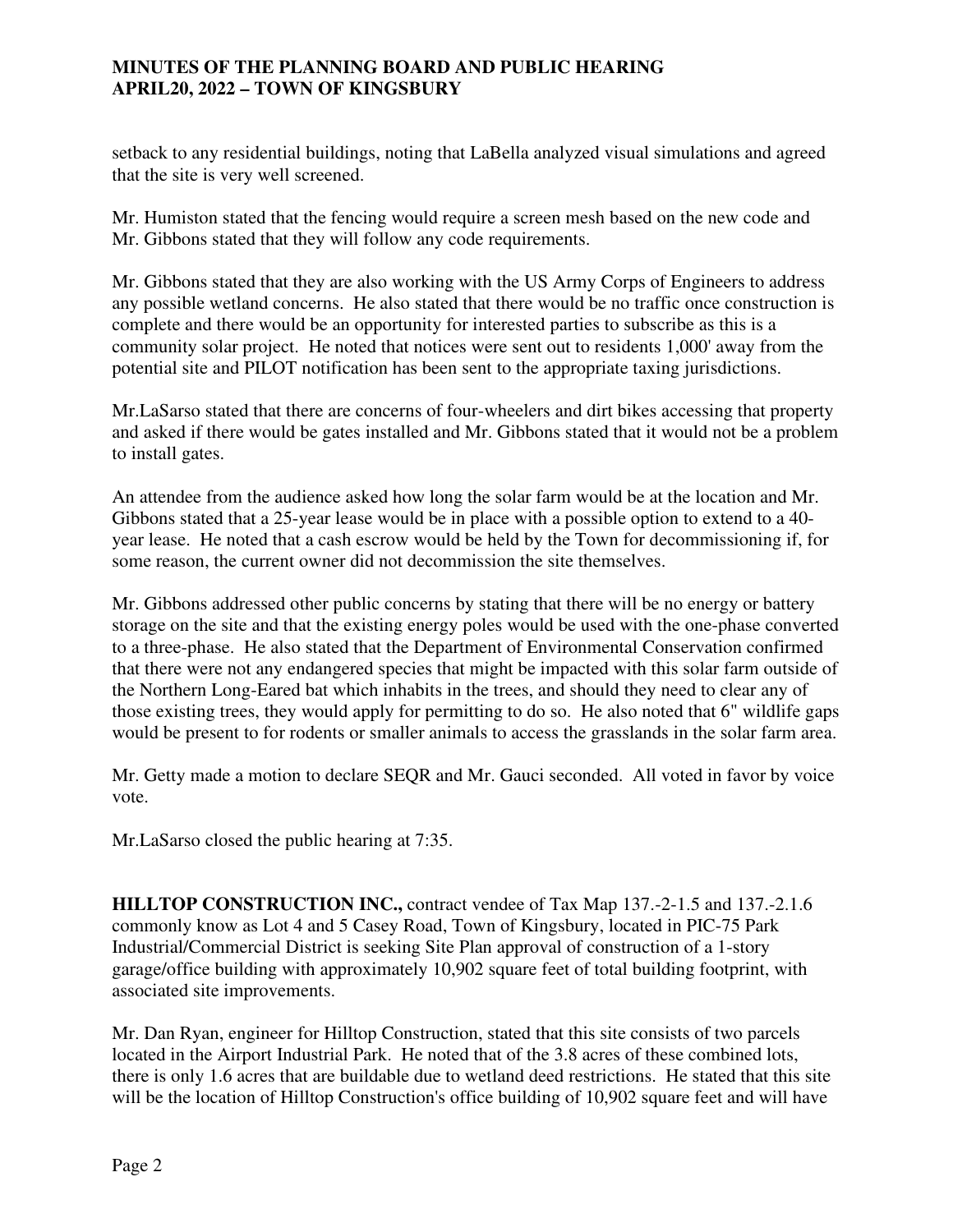setback to any residential buildings, noting that LaBella analyzed visual simulations and agreed that the site is very well screened.

Mr. Humiston stated that the fencing would require a screen mesh based on the new code and Mr. Gibbons stated that they will follow any code requirements.

Mr. Gibbons stated that they are also working with the US Army Corps of Engineers to address any possible wetland concerns. He also stated that there would be no traffic once construction is complete and there would be an opportunity for interested parties to subscribe as this is a community solar project. He noted that notices were sent out to residents 1,000' away from the potential site and PILOT notification has been sent to the appropriate taxing jurisdictions.

Mr.LaSarso stated that there are concerns of four-wheelers and dirt bikes accessing that property and asked if there would be gates installed and Mr. Gibbons stated that it would not be a problem to install gates.

An attendee from the audience asked how long the solar farm would be at the location and Mr. Gibbons stated that a 25-year lease would be in place with a possible option to extend to a 40-year lease. He noted that a cash escrow would be held by the Town for decommissioning if, for some reason, the current owner did not decommission the site themselves.

Mr. Gibbons addressed other public concerns by stating that there will be no energy or battery storage on the site and that the existing energy poles would be used with the one-phase converted to a three-phase. He also stated that the Department of Environmental Conservation confirmed that there were not any endangered species that might be impacted with this solar farm outside of the Northern Long-Eared bat which inhabits in the trees, and should they need to clear any of those existing trees, they would apply for permitting to do so. He also noted that 6" wildlife gaps would be present to for rodents or smaller animals to access the grasslands in the solar farm area.

Mr. Getty made a motion to declare SEQR and Mr. Gauci seconded. All voted in favor by voice vote.

Mr.LaSarso closed the public hearing at 7:35.

**HILLTOP CONSTRUCTION INC.,** contract vendee of Tax Map 137.-2-1.5 and 137.-2.1.6 commonly know as Lot 4 and 5 Casey Road, Town of Kingsbury, located in PIC-75 Park Industrial/Commercial District is seeking Site Plan approval of construction of a 1-story garage/office building with approximately 10,902 square feet of total building footprint, with associated site improvements.

Mr. Dan Ryan, engineer for Hilltop Construction, stated that this site consists of two parcels located in the Airport Industrial Park. He noted that of the 3.8 acres of these combined lots, there is only 1.6 acres that are buildable due to wetland deed restrictions. He stated that this site will be the location of Hilltop Construction's office building of 10,902 square feet and will have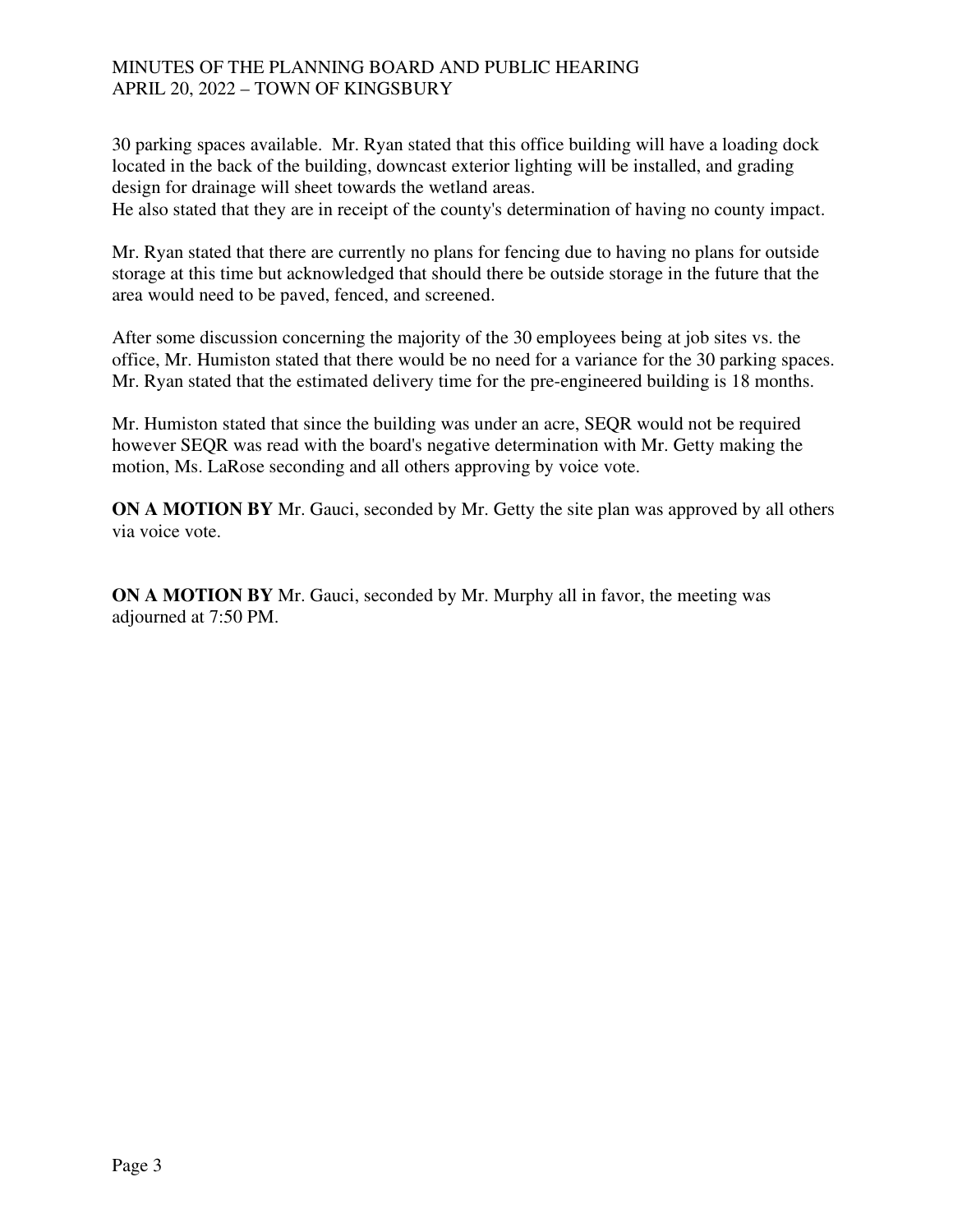30 parking spaces available. Mr. Ryan stated that this office building will have a loading dock located in the back of the building, downcast exterior lighting will be installed, and grading design for drainage will sheet towards the wetland areas.
He also stated that they are in receipt of the county's determination of having no county impact.

Mr. Ryan stated that there are currently no plans for fencing due to having no plans for outside storage at this time but acknowledged that should there be outside storage in the future that the area would need to be paved, fenced, and screened.

After some discussion concerning the majority of the 30 employees being at job sites vs. the office, Mr. Humiston stated that there would be no need for a variance for the 30 parking spaces. Mr. Ryan stated that the estimated delivery time for the pre-engineered building is 18 months.

Mr. Humiston stated that since the building was under an acre, SEQR would not be required however SEQR was read with the board's negative determination with Mr. Getty making the motion, Ms. LaRose seconding and all others approving by voice vote.

**ON A MOTION BY** Mr. Gauci, seconded by Mr. Getty the site plan was approved by all others via voice vote.

**ON A MOTION BY** Mr. Gauci, seconded by Mr. Murphy all in favor, the meeting was adjourned at 7:50 PM.